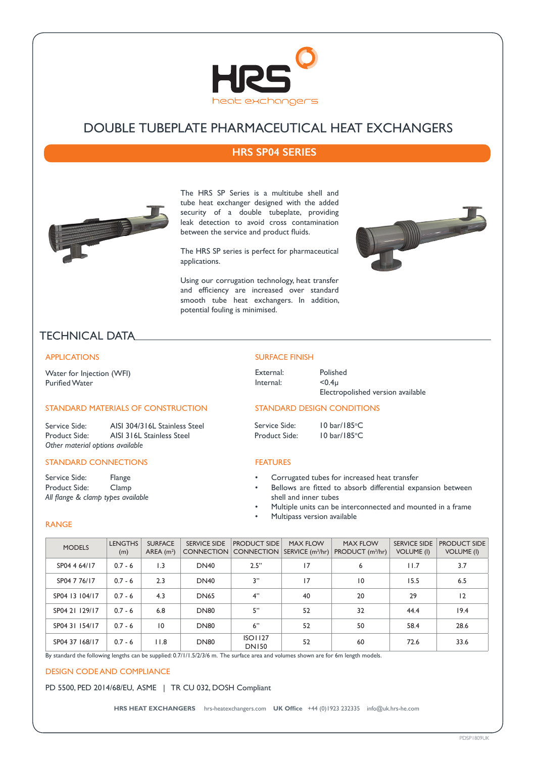# DOUBLE TUBEPLATE PHARMACEUTICAL HEAT EXCHANGERS

## HRS SP04 SERIES

The HRS SP Series is a multitube shell and tube heat exchanger designed with the added security of a double tubeplate, providing leak detection to avoid cross contamination between the service and product fluids.

The HRS SP series is perfect for pharmaceutical applications.

Using our corrugation technology, heat transfer and efficiency are increased over standard smooth tube heat exchangers. In addition, potential fouling is minimised.

## TECHNICAL DATA

### APPLICATIONS

Water for Injection (WFI)
Purified Water

### STANDARD MATERIALS OF CONSTRUCTION

Service Side: AISI 304/316L Stainless Steel
Product Side: AISI 316L Stainless Steel
*Other material options available*

### STANDARD CONNECTIONS

Service Side: Flange
Product Side: Clamp
*All flange & clamp types available*

### SURFACE FINISH

External: Polished
Internal: <0.4µ
Electropolished version available

### STANDARD DESIGN CONDITIONS

Service Side: 10 bar/185°C
Product Side: 10 bar/185°C

### FEATURES

- Corrugated tubes for increased heat transfer
- Bellows are fitted to absorb differential expansion between shell and inner tubes
- Multiple units can be interconnected and mounted in a frame
- Multipass version available

### RANGE

| MODELS | LENGTHS (m) | SURFACE AREA (m²) | SERVICE SIDE CONNECTION | PRODUCT SIDE CONNECTION | MAX FLOW SERVICE (m³/hr) | MAX FLOW PRODUCT (m³/hr) | SERVICE SIDE VOLUME (l) | PRODUCT SIDE VOLUME (l) |
|---|---|---|---|---|---|---|---|---|
| SP04 4 64/17 | 0.7 - 6 | 1.3 | DN40 | 2.5" | 17 | 6 | 11.7 | 3.7 |
| SP04 7 76/17 | 0.7 - 6 | 2.3 | DN40 | 3" | 17 | 10 | 15.5 | 6.5 |
| SP04 13 104/17 | 0.7 - 6 | 4.3 | DN65 | 4" | 40 | 20 | 29 | 12 |
| SP04 21 129/17 | 0.7 - 6 | 6.8 | DN80 | 5" | 52 | 32 | 44.4 | 19.4 |
| SP04 31 154/17 | 0.7 - 6 | 10 | DN80 | 6" | 52 | 50 | 58.4 | 28.6 |
| SP04 37 168/17 | 0.7 - 6 | 11.8 | DN80 | ISO1127 DN150 | 52 | 60 | 72.6 | 33.6 |

By standard the following lengths can be supplied: 0.7/1/1.5/2/3/6 m. The surface area and volumes shown are for 6m length models.

### DESIGN CODE AND COMPLIANCE

PD 5500, PED 2014/68/EU, ASME | TR CU 032, DOSH Compliant

**HRS HEAT EXCHANGERS** hrs-heatexchangers.com **UK Office** +44 (0)1923 232335 info@uk.hrs-he.com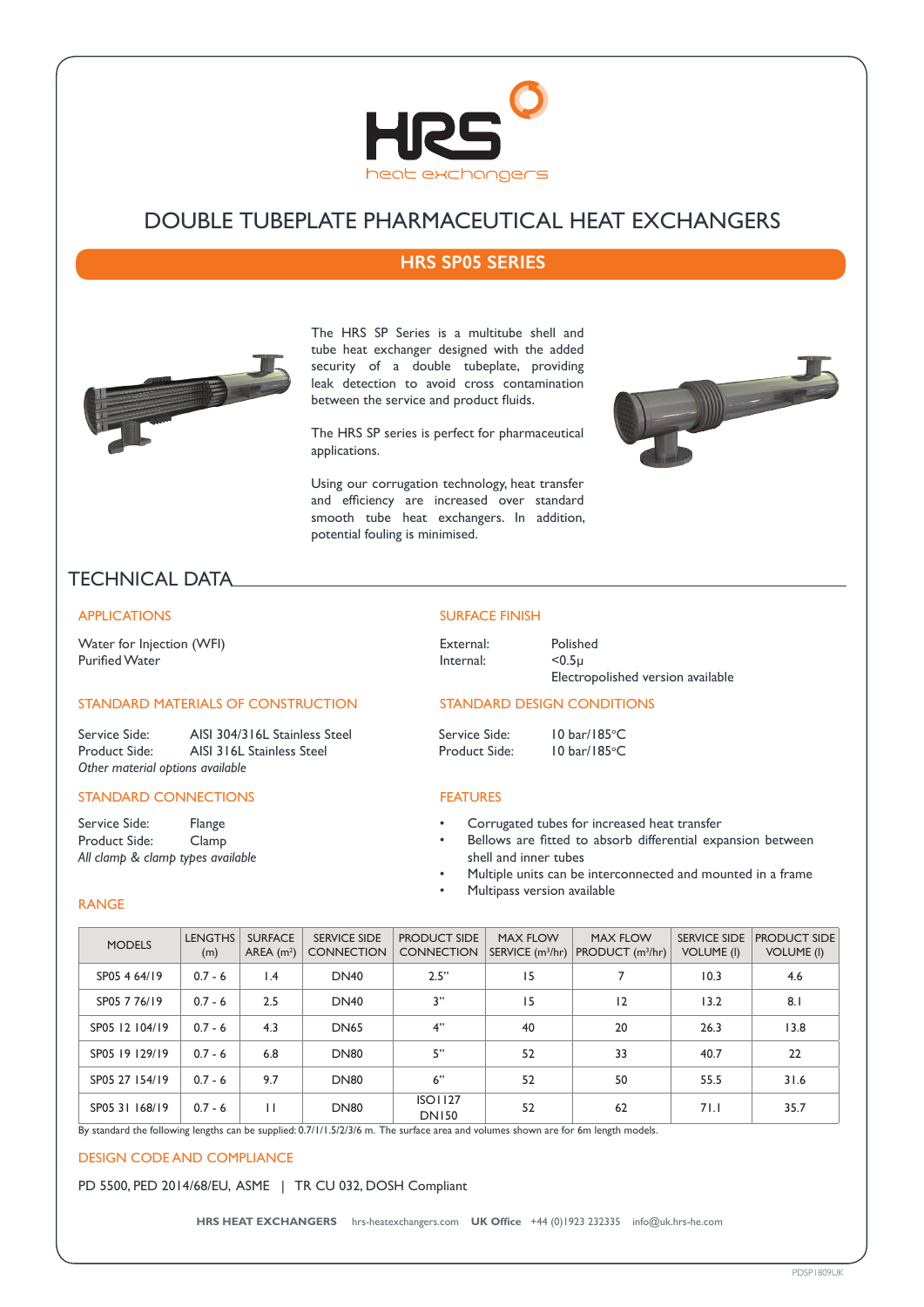# DOUBLE TUBEPLATE PHARMACEUTICAL HEAT EXCHANGERS

## HRS SP05 SERIES

The HRS SP Series is a multitube shell and tube heat exchanger designed with the added security of a double tubeplate, providing leak detection to avoid cross contamination between the service and product fluids.

The HRS SP series is perfect for pharmaceutical applications.

Using our corrugation technology, heat transfer and efficiency are increased over standard smooth tube heat exchangers. In addition, potential fouling is minimised.

## TECHNICAL DATA

### APPLICATIONS

Water for Injection (WFI)
Purified Water

### STANDARD MATERIALS OF CONSTRUCTION

Service Side: AISI 304/316L Stainless Steel
Product Side: AISI 316L Stainless Steel
*Other material options available*

### STANDARD CONNECTIONS

Service Side: Flange
Product Side: Clamp
*All clamp & clamp types available*

### SURFACE FINISH

External: Polished
Internal: <0.5μ
Electropolished version available

### STANDARD DESIGN CONDITIONS

Service Side: 10 bar/185°C
Product Side: 10 bar/185°C

### FEATURES

- Corrugated tubes for increased heat transfer
- Bellows are fitted to absorb differential expansion between shell and inner tubes
- Multiple units can be interconnected and mounted in a frame
- Multipass version available

### RANGE

| MODELS | LENGTHS (m) | SURFACE AREA ($m^2$) | SERVICE SIDE CONNECTION | PRODUCT SIDE CONNECTION | MAX FLOW SERVICE ($m^3$/hr) | MAX FLOW PRODUCT ($m^3$/hr) | SERVICE SIDE VOLUME (l) | PRODUCT SIDE VOLUME (l) |
|---|---|---|---|---|---|---|---|---|
| SP05 4 64/19 | 0.7 - 6 | 1.4 | DN40 | 2.5" | 15 | 7 | 10.3 | 4.6 |
| SP05 7 76/19 | 0.7 - 6 | 2.5 | DN40 | 3" | 15 | 12 | 13.2 | 8.1 |
| SP05 12 104/19 | 0.7 - 6 | 4.3 | DN65 | 4" | 40 | 20 | 26.3 | 13.8 |
| SP05 19 129/19 | 0.7 - 6 | 6.8 | DN80 | 5" | 52 | 33 | 40.7 | 22 |
| SP05 27 154/19 | 0.7 - 6 | 9.7 | DN80 | 6" | 52 | 50 | 55.5 | 31.6 |
| SP05 31 168/19 | 0.7 - 6 | 11 | DN80 | ISO1127 DN150 | 52 | 62 | 71.1 | 35.7 |

By standard the following lengths can be supplied: 0.7/1/1.5/2/3/6 m. The surface area and volumes shown are for 6m length models.

### DESIGN CODE AND COMPLIANCE

PD 5500, PED 2014/68/EU, ASME | TR CU 032, DOSH Compliant

**HRS HEAT EXCHANGERS** hrs-heatexchangers.com **UK Office** +44 (0)1923 232335 info@uk.hrs-he.com

PDSP1809UK